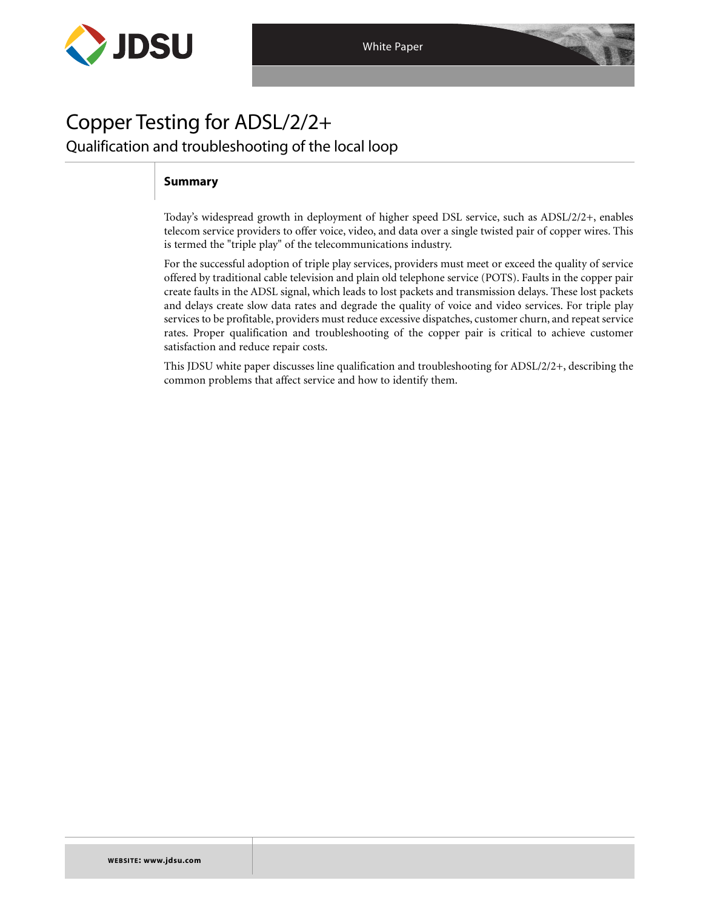# Copper Testing for ADSL/2/2+

## Qualification and troubleshooting of the local loop

### Summary

Today's widespread growth in deployment of higher speed DSL service, such as ADSL/2/2+, enables telecom service providers to offer voice, video, and data over a single twisted pair of copper wires. This is termed the "triple play" of the telecommunications industry.

For the successful adoption of triple play services, providers must meet or exceed the quality of service offered by traditional cable television and plain old telephone service (POTS). Faults in the copper pair create faults in the ADSL signal, which leads to lost packets and transmission delays. These lost packets and delays create slow data rates and degrade the quality of voice and video services. For triple play services to be profitable, providers must reduce excessive dispatches, customer churn, and repeat service rates. Proper qualification and troubleshooting of the copper pair is critical to achieve customer satisfaction and reduce repair costs.

This JDSU white paper discusses line qualification and troubleshooting for ADSL/2/2+, describing the common problems that affect service and how to identify them.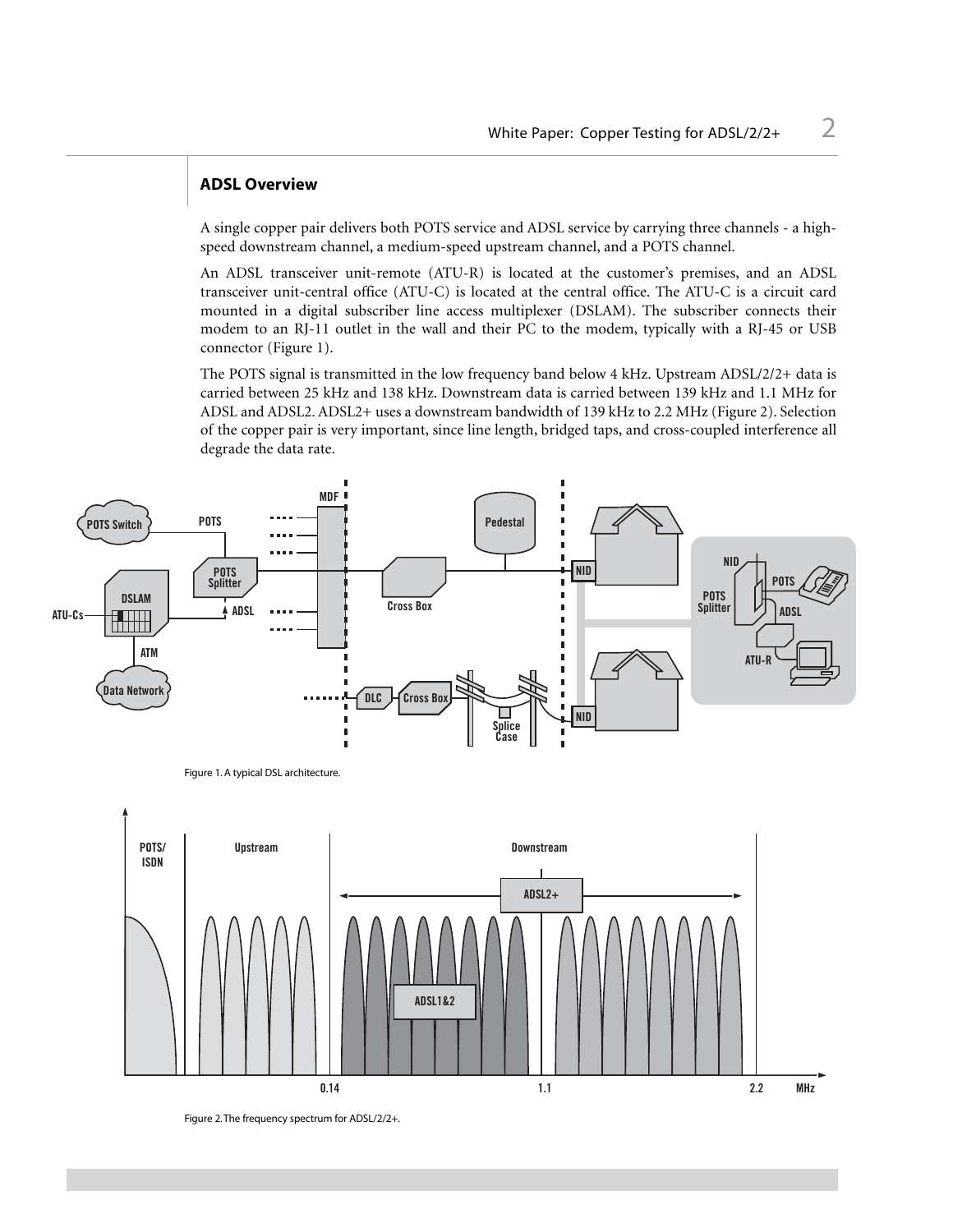## ADSL Overview

A single copper pair delivers both POTS service and ADSL service by carrying three channels - a high-speed downstream channel, a medium-speed upstream channel, and a POTS channel.

An ADSL transceiver unit-remote (ATU-R) is located at the customer's premises, and an ADSL transceiver unit-central office (ATU-C) is located at the central office. The ATU-C is a circuit card mounted in a digital subscriber line access multiplexer (DSLAM). The subscriber connects their modem to an RJ-11 outlet in the wall and their PC to the modem, typically with a RJ-45 or USB connector (Figure 1).

The POTS signal is transmitted in the low frequency band below 4 kHz. Upstream ADSL/2/2+ data is carried between 25 kHz and 138 kHz. Downstream data is carried between 139 kHz and 1.1 MHz for ADSL and ADSL2. ADSL2+ uses a downstream bandwidth of 139 kHz to 2.2 MHz (Figure 2). Selection of the copper pair is very important, since line length, bridged taps, and cross-coupled interference all degrade the data rate.

Figure 1. A typical DSL architecture.

Figure 2. The frequency spectrum for ADSL/2/2+.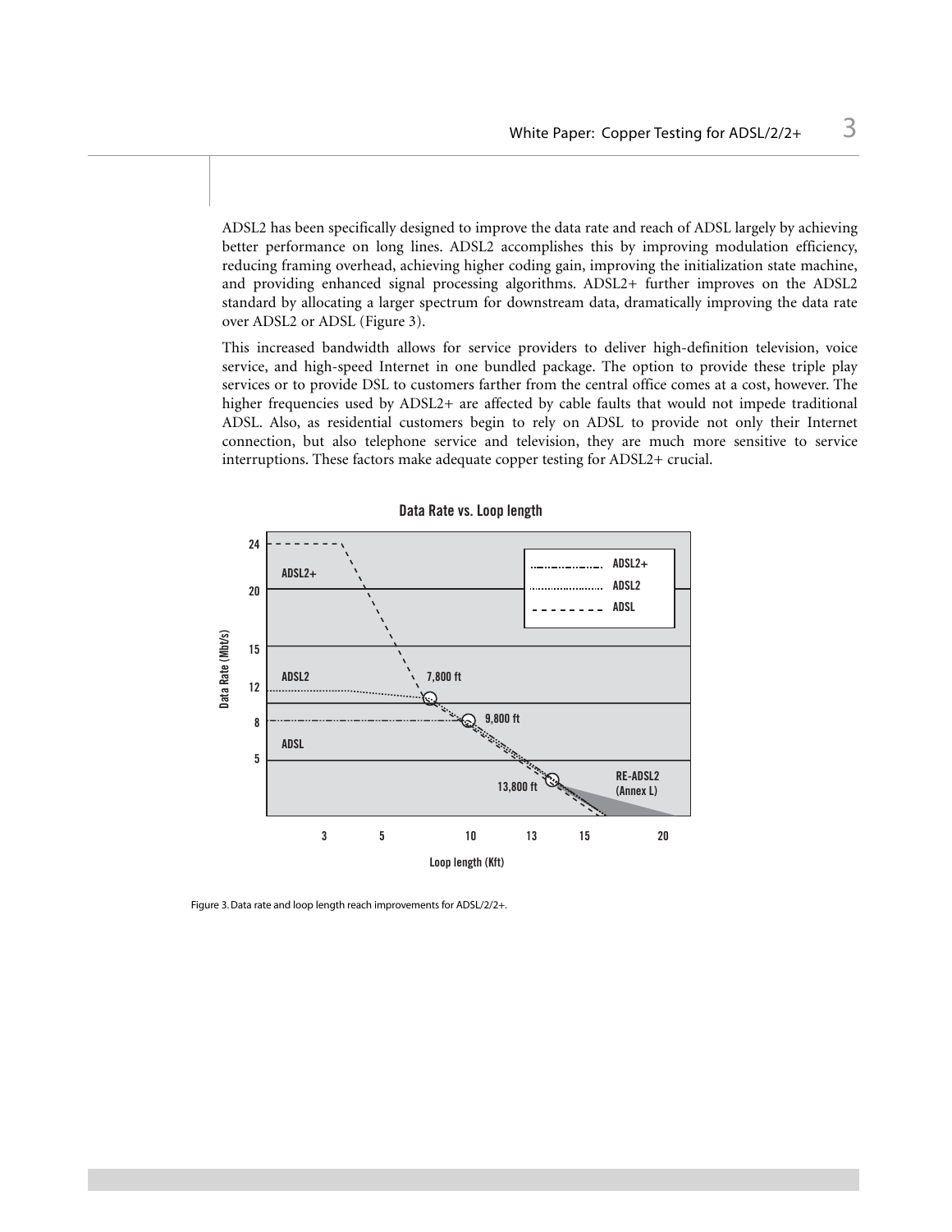ADSL2 has been specifically designed to improve the data rate and reach of ADSL largely by achieving better performance on long lines. ADSL2 accomplishes this by improving modulation efficiency, reducing framing overhead, achieving higher coding gain, improving the initialization state machine, and providing enhanced signal processing algorithms. ADSL2+ further improves on the ADSL2 standard by allocating a larger spectrum for downstream data, dramatically improving the data rate over ADSL2 or ADSL (Figure 3).

This increased bandwidth allows for service providers to deliver high-definition television, voice service, and high-speed Internet in one bundled package. The option to provide these triple play services or to provide DSL to customers farther from the central office comes at a cost, however. The higher frequencies used by ADSL2+ are affected by cable faults that would not impede traditional ADSL. Also, as residential customers begin to rely on ADSL to provide not only their Internet connection, but also telephone service and television, they are much more sensitive to service interruptions. These factors make adequate copper testing for ADSL2+ crucial.

Figure 3. Data rate and loop length reach improvements for ADSL/2/2+.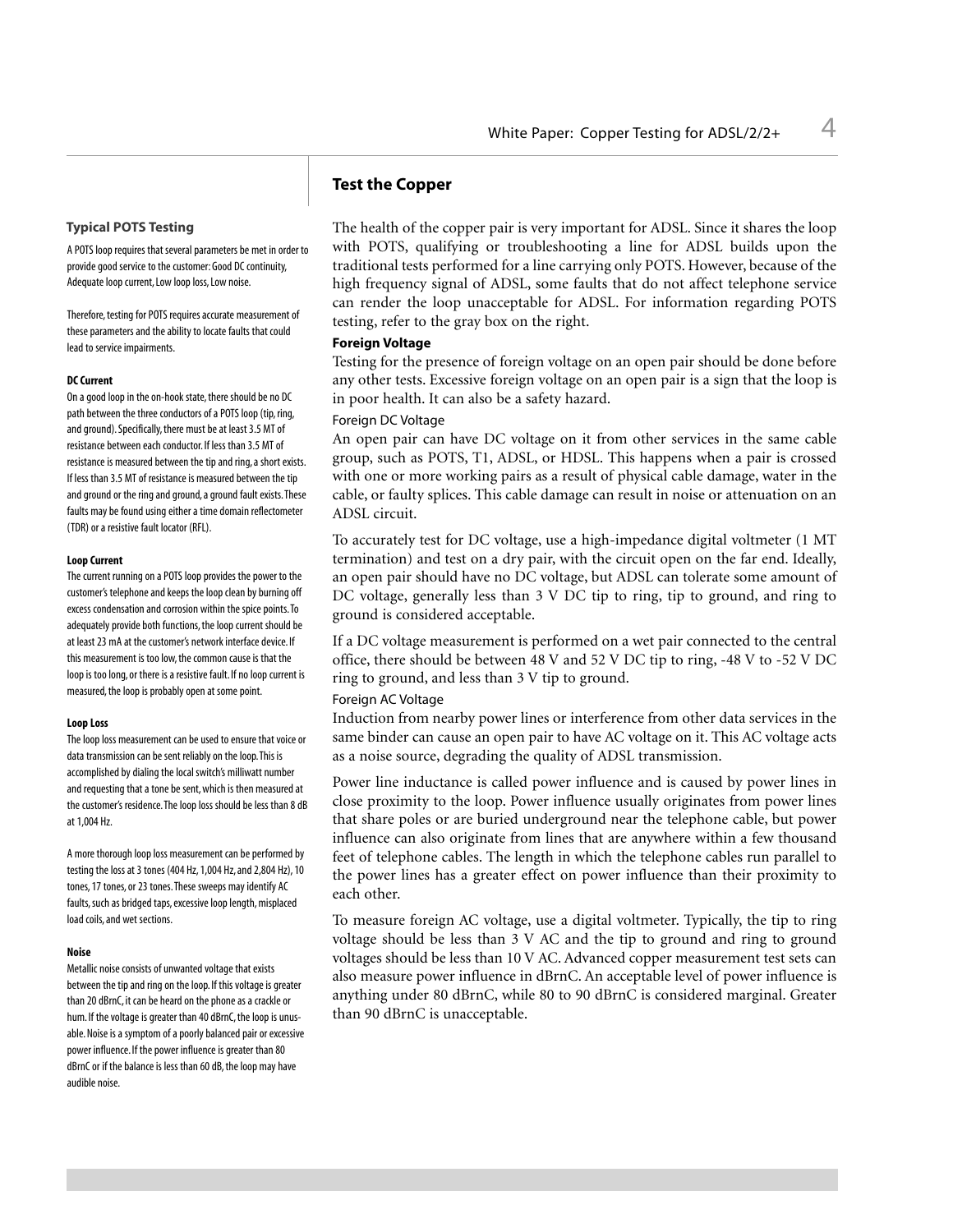## Test the Copper

The health of the copper pair is very important for ADSL. Since it shares the loop with POTS, qualifying or troubleshooting a line for ADSL builds upon the traditional tests performed for a line carrying only POTS. However, because of the high frequency signal of ADSL, some faults that do not affect telephone service can render the loop unacceptable for ADSL. For information regarding POTS testing, refer to the gray box on the right.

### Foreign Voltage

Testing for the presence of foreign voltage on an open pair should be done before any other tests. Excessive foreign voltage on an open pair is a sign that the loop is in poor health. It can also be a safety hazard.

#### Foreign DC Voltage

An open pair can have DC voltage on it from other services in the same cable group, such as POTS, T1, ADSL, or HDSL. This happens when a pair is crossed with one or more working pairs as a result of physical cable damage, water in the cable, or faulty splices. This cable damage can result in noise or attenuation on an ADSL circuit.

To accurately test for DC voltage, use a high-impedance digital voltmeter (1 MT termination) and test on a dry pair, with the circuit open on the far end. Ideally, an open pair should have no DC voltage, but ADSL can tolerate some amount of DC voltage, generally less than 3 V DC tip to ring, tip to ground, and ring to ground is considered acceptable.

If a DC voltage measurement is performed on a wet pair connected to the central office, there should be between 48 V and 52 V DC tip to ring, -48 V to -52 V DC ring to ground, and less than 3 V tip to ground.

#### Foreign AC Voltage

Induction from nearby power lines or interference from other data services in the same binder can cause an open pair to have AC voltage on it. This AC voltage acts as a noise source, degrading the quality of ADSL transmission.

Power line inductance is called power influence and is caused by power lines in close proximity to the loop. Power influence usually originates from power lines that share poles or are buried underground near the telephone cable, but power influence can also originate from lines that are anywhere within a few thousand feet of telephone cables. The length in which the telephone cables run parallel to the power lines has a greater effect on power influence than their proximity to each other.

To measure foreign AC voltage, use a digital voltmeter. Typically, the tip to ring voltage should be less than 3 V AC and the tip to ground and ring to ground voltages should be less than 10 V AC. Advanced copper measurement test sets can also measure power influence in dBrnC. An acceptable level of power influence is anything under 80 dBrnC, while 80 to 90 dBrnC is considered marginal. Greater than 90 dBrnC is unacceptable.

### Typical POTS Testing

A POTS loop requires that several parameters be met in order to provide good service to the customer: Good DC continuity, Adequate loop current, Low loop loss, Low noise.

Therefore, testing for POTS requires accurate measurement of these parameters and the ability to locate faults that could lead to service impairments.

**DC Current**

On a good loop in the on-hook state, there should be no DC path between the three conductors of a POTS loop (tip, ring, and ground). Specifically, there must be at least 3.5 MT of resistance between each conductor. If less than 3.5 MT of resistance is measured between the tip and ring, a short exists. If less than 3.5 MT of resistance is measured between the tip and ground or the ring and ground, a ground fault exists. These faults may be found using either a time domain reflectometer (TDR) or a resistive fault locator (RFL).

**Loop Current**

The current running on a POTS loop provides the power to the customer's telephone and keeps the loop clean by burning off excess condensation and corrosion within the spice points. To adequately provide both functions, the loop current should be at least 23 mA at the customer's network interface device. If this measurement is too low, the common cause is that the loop is too long, or there is a resistive fault. If no loop current is measured, the loop is probably open at some point.

**Loop Loss**

The loop loss measurement can be used to ensure that voice or data transmission can be sent reliably on the loop. This is accomplished by dialing the local switch's milliwatt number and requesting that a tone be sent, which is then measured at the customer's residence. The loop loss should be less than 8 dB at 1,004 Hz.

A more thorough loop loss measurement can be performed by testing the loss at 3 tones (404 Hz, 1,004 Hz, and 2,804 Hz), 10 tones, 17 tones, or 23 tones. These sweeps may identify AC faults, such as bridged taps, excessive loop length, misplaced load coils, and wet sections.

**Noise**

Metallic noise consists of unwanted voltage that exists between the tip and ring on the loop. If this voltage is greater than 20 dBrnC, it can be heard on the phone as a crackle or hum. If the voltage is greater than 40 dBrnC, the loop is unusable. Noise is a symptom of a poorly balanced pair or excessive power influence. If the power influence is greater than 80 dBrnC or if the balance is less than 60 dB, the loop may have audible noise.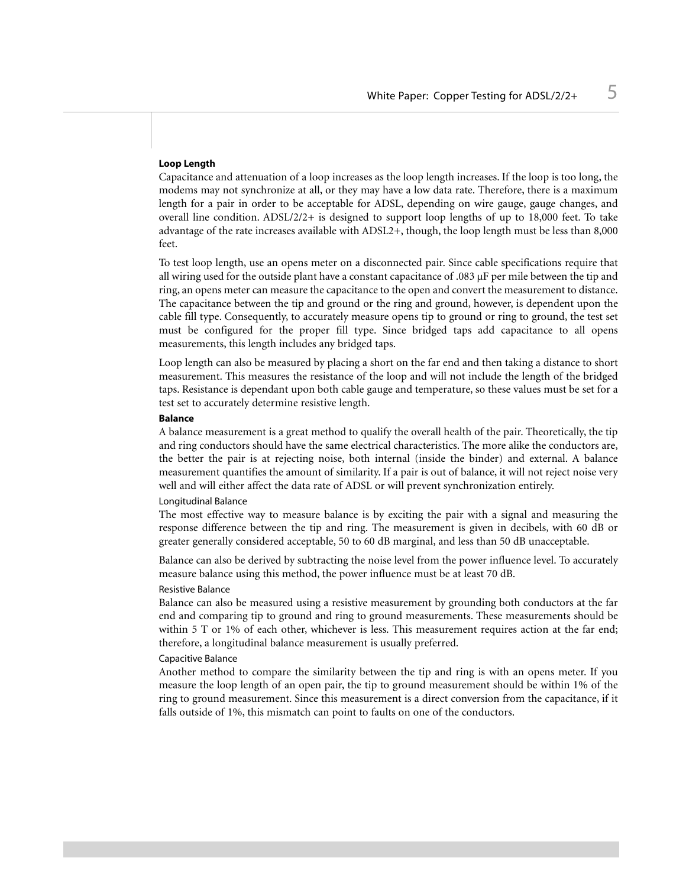### Loop Length

Capacitance and attenuation of a loop increases as the loop length increases. If the loop is too long, the modems may not synchronize at all, or they may have a low data rate. Therefore, there is a maximum length for a pair in order to be acceptable for ADSL, depending on wire gauge, gauge changes, and overall line condition. ADSL/2/2+ is designed to support loop lengths of up to 18,000 feet. To take advantage of the rate increases available with ADSL2+, though, the loop length must be less than 8,000 feet.

To test loop length, use an opens meter on a disconnected pair. Since cable specifications require that all wiring used for the outside plant have a constant capacitance of .083 μF per mile between the tip and ring, an opens meter can measure the capacitance to the open and convert the measurement to distance. The capacitance between the tip and ground or the ring and ground, however, is dependent upon the cable fill type. Consequently, to accurately measure opens tip to ground or ring to ground, the test set must be configured for the proper fill type. Since bridged taps add capacitance to all opens measurements, this length includes any bridged taps.

Loop length can also be measured by placing a short on the far end and then taking a distance to short measurement. This measures the resistance of the loop and will not include the length of the bridged taps. Resistance is dependant upon both cable gauge and temperature, so these values must be set for a test set to accurately determine resistive length.

### Balance

A balance measurement is a great method to qualify the overall health of the pair. Theoretically, the tip and ring conductors should have the same electrical characteristics. The more alike the conductors are, the better the pair is at rejecting noise, both internal (inside the binder) and external. A balance measurement quantifies the amount of similarity. If a pair is out of balance, it will not reject noise very well and will either affect the data rate of ADSL or will prevent synchronization entirely.

#### Longitudinal Balance

The most effective way to measure balance is by exciting the pair with a signal and measuring the response difference between the tip and ring. The measurement is given in decibels, with 60 dB or greater generally considered acceptable, 50 to 60 dB marginal, and less than 50 dB unacceptable.

Balance can also be derived by subtracting the noise level from the power influence level. To accurately measure balance using this method, the power influence must be at least 70 dB.

#### Resistive Balance

Balance can also be measured using a resistive measurement by grounding both conductors at the far end and comparing tip to ground and ring to ground measurements. These measurements should be within 5 T or 1% of each other, whichever is less. This measurement requires action at the far end; therefore, a longitudinal balance measurement is usually preferred.

#### Capacitive Balance

Another method to compare the similarity between the tip and ring is with an opens meter. If you measure the loop length of an open pair, the tip to ground measurement should be within 1% of the ring to ground measurement. Since this measurement is a direct conversion from the capacitance, if it falls outside of 1%, this mismatch can point to faults on one of the conductors.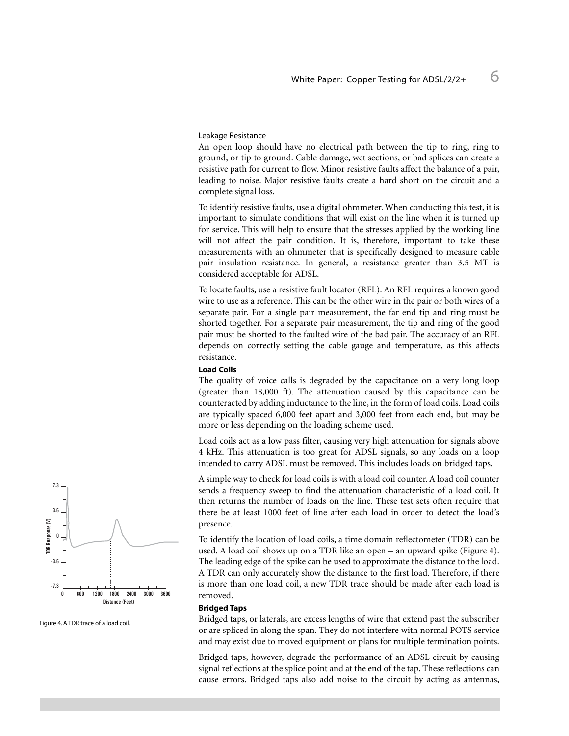Leakage Resistance

An open loop should have no electrical path between the tip to ring, ring to ground, or tip to ground. Cable damage, wet sections, or bad splices can create a resistive path for current to flow. Minor resistive faults affect the balance of a pair, leading to noise. Major resistive faults create a hard short on the circuit and a complete signal loss.

To identify resistive faults, use a digital ohmmeter. When conducting this test, it is important to simulate conditions that will exist on the line when it is turned up for service. This will help to ensure that the stresses applied by the working line will not affect the pair condition. It is, therefore, important to take these measurements with an ohmmeter that is specifically designed to measure cable pair insulation resistance. In general, a resistance greater than 3.5 MT is considered acceptable for ADSL.

To locate faults, use a resistive fault locator (RFL). An RFL requires a known good wire to use as a reference. This can be the other wire in the pair or both wires of a separate pair. For a single pair measurement, the far end tip and ring must be shorted together. For a separate pair measurement, the tip and ring of the good pair must be shorted to the faulted wire of the bad pair. The accuracy of an RFL depends on correctly setting the cable gauge and temperature, as this affects resistance.

**Load Coils**

The quality of voice calls is degraded by the capacitance on a very long loop (greater than 18,000 ft). The attenuation caused by this capacitance can be counteracted by adding inductance to the line, in the form of load coils. Load coils are typically spaced 6,000 feet apart and 3,000 feet from each end, but may be more or less depending on the loading scheme used.

Load coils act as a low pass filter, causing very high attenuation for signals above 4 kHz. This attenuation is too great for ADSL signals, so any loads on a loop intended to carry ADSL must be removed. This includes loads on bridged taps.

A simple way to check for load coils is with a load coil counter. A load coil counter sends a frequency sweep to find the attenuation characteristic of a load coil. It then returns the number of loads on the line. These test sets often require that there be at least 1000 feet of line after each load in order to detect the load's presence.

To identify the location of load coils, a time domain reflectometer (TDR) can be used. A load coil shows up on a TDR like an open – an upward spike (Figure 4). The leading edge of the spike can be used to approximate the distance to the load. A TDR can only accurately show the distance to the first load. Therefore, if there is more than one load coil, a new TDR trace should be made after each load is removed.

Figure 4. A TDR trace of a load coil.

**Bridged Taps**

Bridged taps, or laterals, are excess lengths of wire that extend past the subscriber or are spliced in along the span. They do not interfere with normal POTS service and may exist due to moved equipment or plans for multiple termination points.

Bridged taps, however, degrade the performance of an ADSL circuit by causing signal reflections at the splice point and at the end of the tap. These reflections can cause errors. Bridged taps also add noise to the circuit by acting as antennas,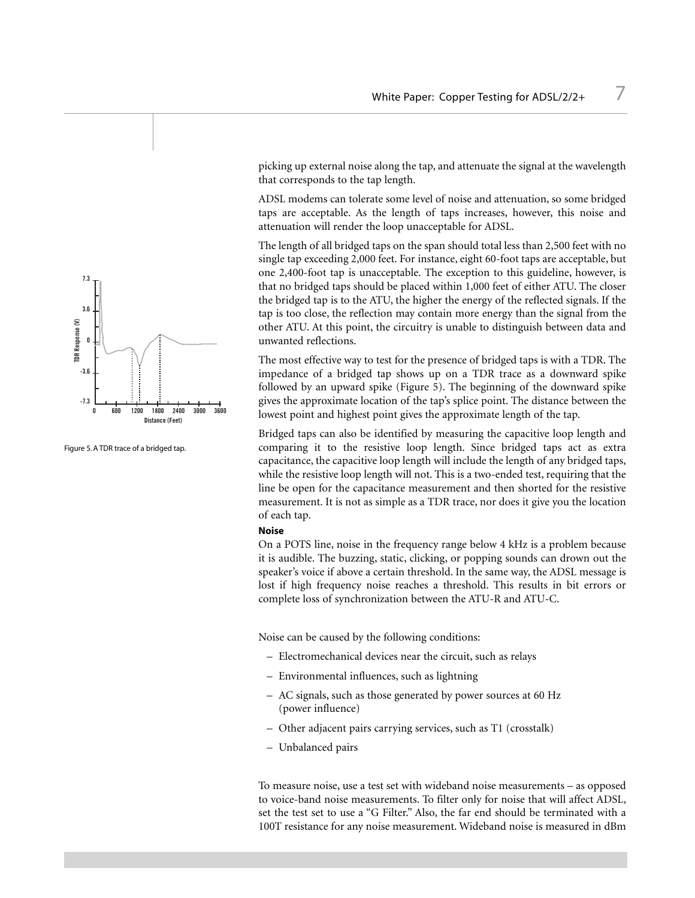picking up external noise along the tap, and attenuate the signal at the wavelength that corresponds to the tap length.

ADSL modems can tolerate some level of noise and attenuation, so some bridged taps are acceptable. As the length of taps increases, however, this noise and attenuation will render the loop unacceptable for ADSL.

The length of all bridged taps on the span should total less than 2,500 feet with no single tap exceeding 2,000 feet. For instance, eight 60-foot taps are acceptable, but one 2,400-foot tap is unacceptable. The exception to this guideline, however, is that no bridged taps should be placed within 1,000 feet of either ATU. The closer the bridged tap is to the ATU, the higher the energy of the reflected signals. If the tap is too close, the reflection may contain more energy than the signal from the other ATU. At this point, the circuitry is unable to distinguish between data and unwanted reflections.

The most effective way to test for the presence of bridged taps is with a TDR. The impedance of a bridged tap shows up on a TDR trace as a downward spike followed by an upward spike (Figure 5). The beginning of the downward spike gives the approximate location of the tap's splice point. The distance between the lowest point and highest point gives the approximate length of the tap.

Figure 5. A TDR trace of a bridged tap.

Bridged taps can also be identified by measuring the capacitive loop length and comparing it to the resistive loop length. Since bridged taps act as extra capacitance, the capacitive loop length will include the length of any bridged taps, while the resistive loop length will not. This is a two-ended test, requiring that the line be open for the capacitance measurement and then shorted for the resistive measurement. It is not as simple as a TDR trace, nor does it give you the location of each tap.

**Noise**

On a POTS line, noise in the frequency range below 4 kHz is a problem because it is audible. The buzzing, static, clicking, or popping sounds can drown out the speaker's voice if above a certain threshold. In the same way, the ADSL message is lost if high frequency noise reaches a threshold. This results in bit errors or complete loss of synchronization between the ATU-R and ATU-C.

Noise can be caused by the following conditions:

- Electromechanical devices near the circuit, such as relays
- Environmental influences, such as lightning
- AC signals, such as those generated by power sources at 60 Hz (power influence)
- Other adjacent pairs carrying services, such as T1 (crosstalk)
- Unbalanced pairs

To measure noise, use a test set with wideband noise measurements – as opposed to voice-band noise measurements. To filter only for noise that will affect ADSL, set the test set to use a "G Filter." Also, the far end should be terminated with a 100T resistance for any noise measurement. Wideband noise is measured in dBm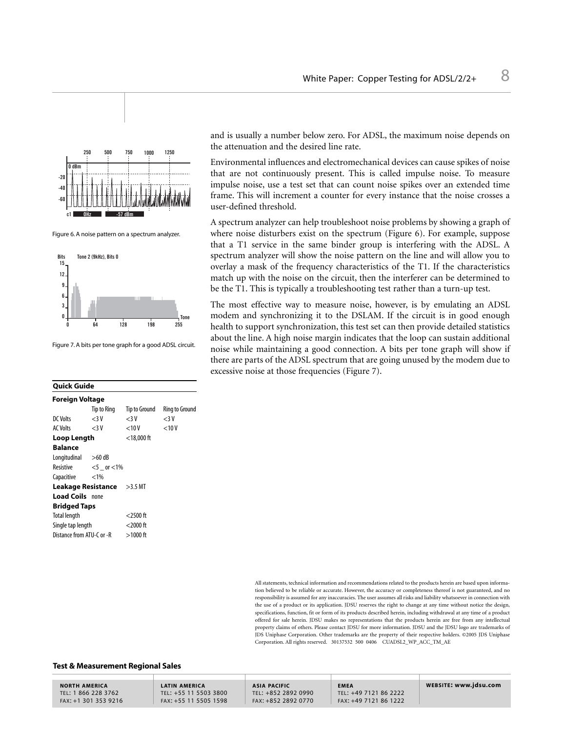and is usually a number below zero. For ADSL, the maximum noise depends on the attenuation and the desired line rate.

Environmental influences and electromechanical devices can cause spikes of noise that are not continuously present. This is called impulse noise. To measure impulse noise, use a test set that can count noise spikes over an extended time frame. This will increment a counter for every instance that the noise crosses a user-defined threshold.

A spectrum analyzer can help troubleshoot noise problems by showing a graph of where noise disturbers exist on the spectrum (Figure 6). For example, suppose that a T1 service in the same binder group is interfering with the ADSL. A spectrum analyzer will show the noise pattern on the line and will allow you to overlay a mask of the frequency characteristics of the T1. If the characteristics match up with the noise on the circuit, then the interferer can be determined to be the T1. This is typically a troubleshooting test rather than a turn-up test.

The most effective way to measure noise, however, is by emulating an ADSL modem and synchronizing it to the DSLAM. If the circuit is in good enough health to support synchronization, this test set can then provide detailed statistics about the line. A high noise margin indicates that the loop can sustain additional noise while maintaining a good connection. A bits per tone graph will show if there are parts of the ADSL spectrum that are going unused by the modem due to excessive noise at those frequencies (Figure 7).

250 500 750 1000 1250
0 dBm
-20
-40
-60
c1 0Hz -57 dBm

Figure 6. A noise pattern on a spectrum analyzer.

Bits Tone 2 (9kHz), Bits 0
15
12
9
6
3
0
0 64 128 198 255
Tone

Figure 7. A bits per tone graph for a good ADSL circuit.

**Quick Guide**

| | | | |
|---|---|---|---|
| **Foreign Voltage** | | | |
| | Tip to Ring | Tip to Ground | Ring to Ground |
| DC Volts | <3 V | <3 V | <3 V |
| AC Volts | <3 V | <10 V | <10 V |
| **Loop Length** | | <18,000 ft | |
| **Balance** | | | |
| Longitudinal | >60 dB | | |
| Resistive | <5 _ or <1% | | |
| Capacitive | <1% | | |
| **Leakage Resistance** | | >3.5 MT | |
| **Load Coils** | none | | |
| **Bridged Taps** | | | |
| Total length | | <2500 ft | |
| Single tap length | | <2000 ft | |
| Distance from ATU-C or -R | | >1000 ft | |

All statements, technical information and recommendations related to the products herein are based upon information believed to be reliable or accurate. However, the accuracy or completeness thereof is not guaranteed, and no responsibility is assumed for any inaccuracies. The user assumes all risks and liability whatsoever in connection with the use of a product or its application. JDSU reserves the right to change at any time without notice the design, specifications, function, fit or form of its products described herein, including withdrawal at any time of a product offered for sale herein. JDSU makes no representations that the products herein are free from any intellectual property claims of others. Please contact JDSU for more information. JDSU and the JDSU logo are trademarks of JDS Uniphase Corporation. Other trademarks are the property of their respective holders. ©2005 JDS Uniphase Corporation. All rights reserved. 30137532 500 0406 CUADSL2_WP_ACC_TM_AE

**Test & Measurement Regional Sales**

| NORTH AMERICA | LATIN AMERICA | ASIA PACIFIC | EMEA | WEBSITE: www.jdsu.com |
|---|---|---|---|---|
| TEL: 1 866 228 3762 | TEL: +55 11 5503 3800 | TEL: +852 2892 0990 | TEL: +49 7121 86 2222 | |
| FAX: +1 301 353 9216 | FAX: +55 11 5505 1598 | FAX: +852 2892 0770 | FAX: +49 7121 86 1222 | |